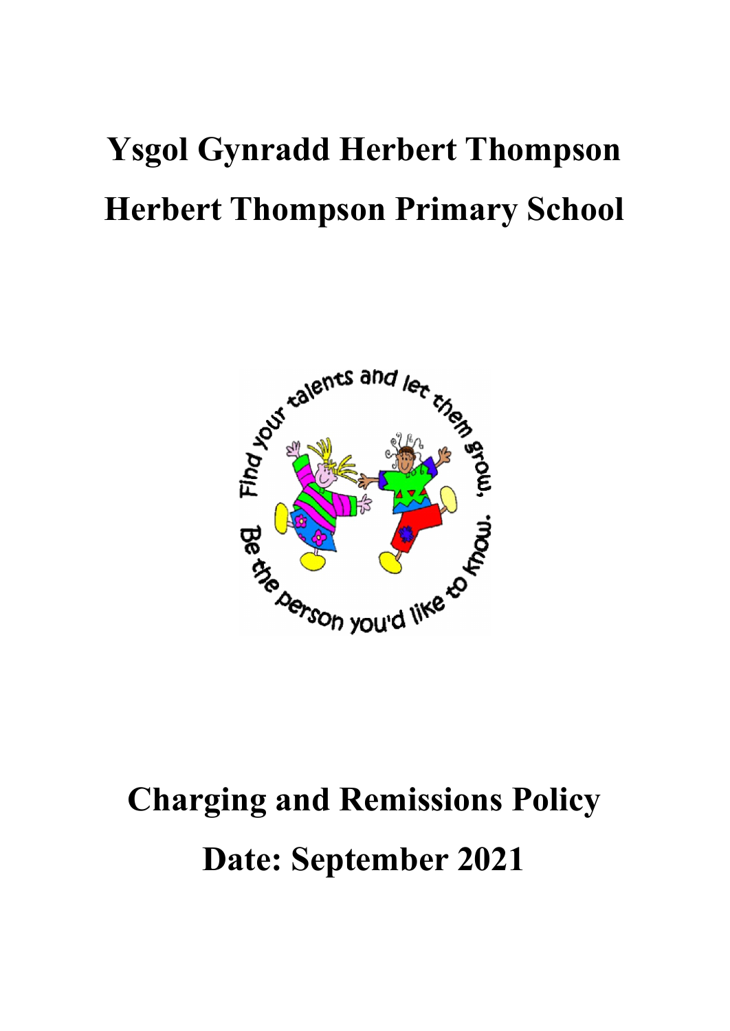# Ysgol Gynradd Herbert Thompson

# Herbert Thompson Primary School

# Charging and Remissions Policy

# Date: September 2021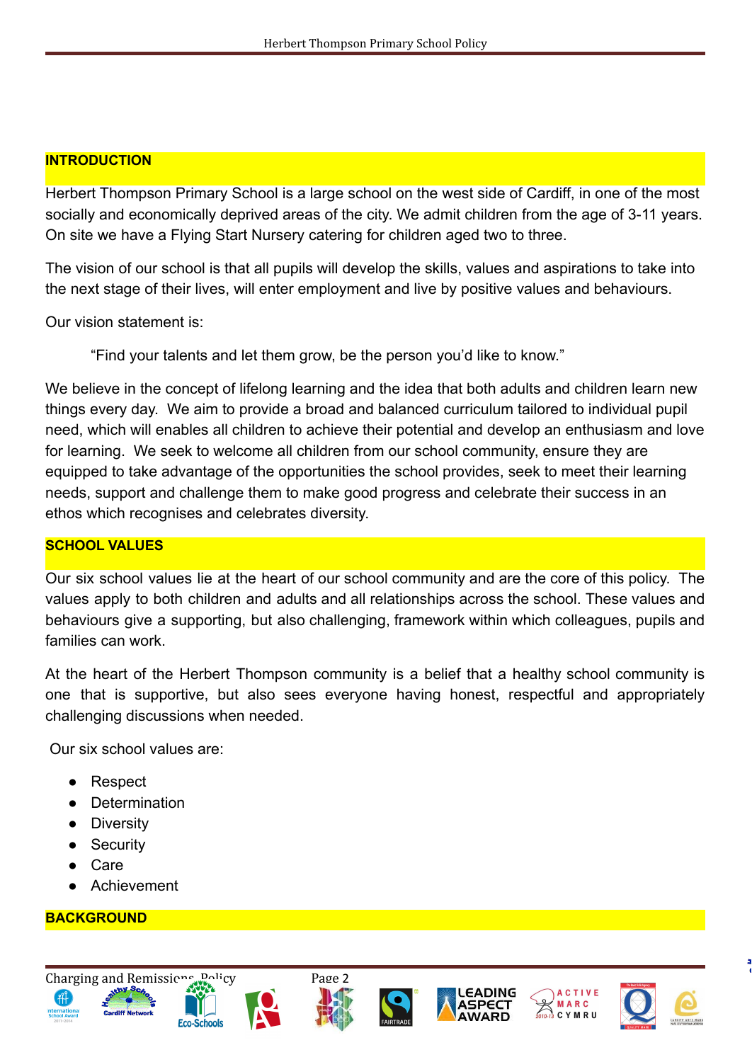## INTRODUCTION

Herbert Thompson Primary School is a large school on the west side of Cardiff, in one of the most socially and economically deprived areas of the city. We admit children from the age of 3-11 years. On site we have a Flying Start Nursery catering for children aged two to three.

The vision of our school is that all pupils will develop the skills, values and aspirations to take into the next stage of their lives, will enter employment and live by positive values and behaviours.

Our vision statement is:

> "Find your talents and let them grow, be the person you'd like to know."

We believe in the concept of lifelong learning and the idea that both adults and children learn new things every day. We aim to provide a broad and balanced curriculum tailored to individual pupil need, which will enables all children to achieve their potential and develop an enthusiasm and love for learning. We seek to welcome all children from our school community, ensure they are equipped to take advantage of the opportunities the school provides, seek to meet their learning needs, support and challenge them to make good progress and celebrate their success in an ethos which recognises and celebrates diversity.

## SCHOOL VALUES

Our six school values lie at the heart of our school community and are the core of this policy. The values apply to both children and adults and all relationships across the school. These values and behaviours give a supporting, but also challenging, framework within which colleagues, pupils and families can work.

At the heart of the Herbert Thompson community is a belief that a healthy school community is one that is supportive, but also sees everyone having honest, respectful and appropriately challenging discussions when needed.

Our six school values are:

- Respect
- Determination
- Diversity
- Security
- Care
- Achievement

## BACKGROUND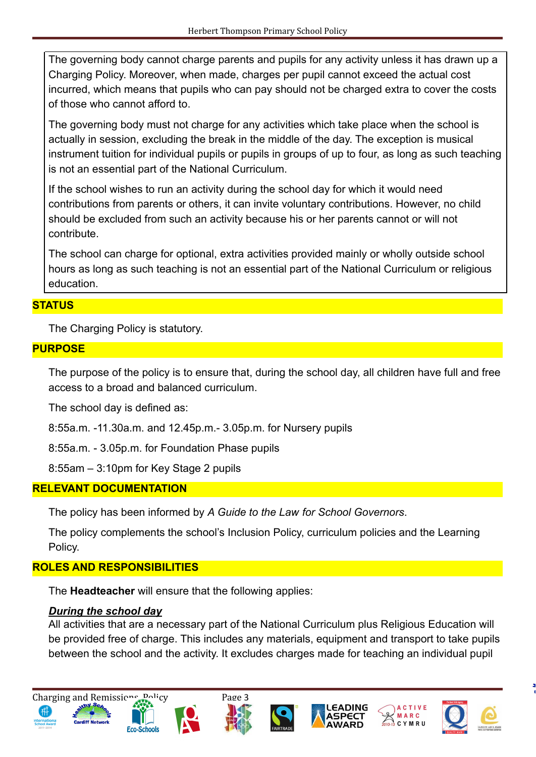The governing body cannot charge parents and pupils for any activity unless it has drawn up a Charging Policy. Moreover, when made, charges per pupil cannot exceed the actual cost incurred, which means that pupils who can pay should not be charged extra to cover the costs of those who cannot afford to.

The governing body must not charge for any activities which take place when the school is actually in session, excluding the break in the middle of the day. The exception is musical instrument tuition for individual pupils or pupils in groups of up to four, as long as such teaching is not an essential part of the National Curriculum.

If the school wishes to run an activity during the school day for which it would need contributions from parents or others, it can invite voluntary contributions. However, no child should be excluded from such an activity because his or her parents cannot or will not contribute.

The school can charge for optional, extra activities provided mainly or wholly outside school hours as long as such teaching is not an essential part of the National Curriculum or religious education.

## STATUS

The Charging Policy is statutory.

## PURPOSE

The purpose of the policy is to ensure that, during the school day, all children have full and free access to a broad and balanced curriculum.

The school day is defined as:

8:55a.m. -11.30a.m. and 12.45p.m.- 3.05p.m. for Nursery pupils

8:55a.m. - 3.05p.m. for Foundation Phase pupils

8:55am – 3:10pm for Key Stage 2 pupils

## RELEVANT DOCUMENTATION

The policy has been informed by *A Guide to the Law for School Governors*.

The policy complements the school's Inclusion Policy, curriculum policies and the Learning Policy.

## ROLES AND RESPONSIBILITIES

The **Headteacher** will ensure that the following applies:

***During the school day***

All activities that are a necessary part of the National Curriculum plus Religious Education will be provided free of charge. This includes any materials, equipment and transport to take pupils between the school and the activity. It excludes charges made for teaching an individual pupil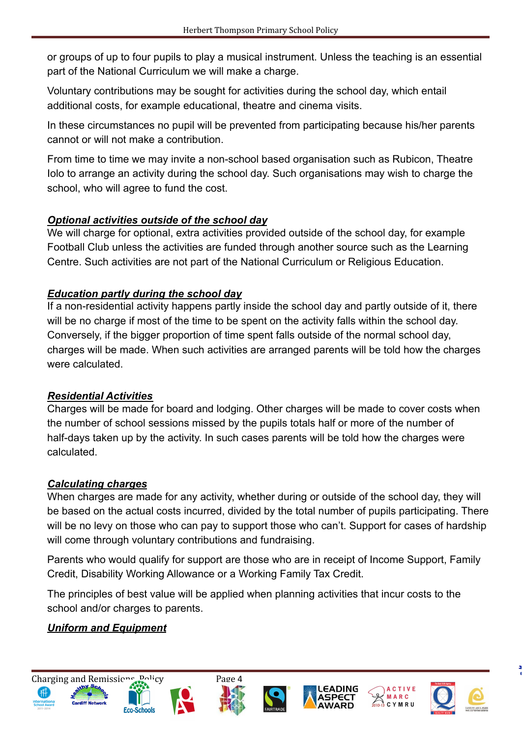or groups of up to four pupils to play a musical instrument. Unless the teaching is an essential part of the National Curriculum we will make a charge.

Voluntary contributions may be sought for activities during the school day, which entail additional costs, for example educational, theatre and cinema visits.

In these circumstances no pupil will be prevented from participating because his/her parents cannot or will not make a contribution.

From time to time we may invite a non-school based organisation such as Rubicon, Theatre Iolo to arrange an activity during the school day. Such organisations may wish to charge the school, who will agree to fund the cost.

***Optional activities outside of the school day***

We will charge for optional, extra activities provided outside of the school day, for example Football Club unless the activities are funded through another source such as the Learning Centre. Such activities are not part of the National Curriculum or Religious Education.

***Education partly during the school day***

If a non-residential activity happens partly inside the school day and partly outside of it, there will be no charge if most of the time to be spent on the activity falls within the school day. Conversely, if the bigger proportion of time spent falls outside of the normal school day, charges will be made. When such activities are arranged parents will be told how the charges were calculated.

***Residential Activities***

Charges will be made for board and lodging. Other charges will be made to cover costs when the number of school sessions missed by the pupils totals half or more of the number of half-days taken up by the activity. In such cases parents will be told how the charges were calculated.

***Calculating charges***

When charges are made for any activity, whether during or outside of the school day, they will be based on the actual costs incurred, divided by the total number of pupils participating. There will be no levy on those who can pay to support those who can't. Support for cases of hardship will come through voluntary contributions and fundraising.

Parents who would qualify for support are those who are in receipt of Income Support, Family Credit, Disability Working Allowance or a Working Family Tax Credit.

The principles of best value will be applied when planning activities that incur costs to the school and/or charges to parents.

***Uniform and Equipment***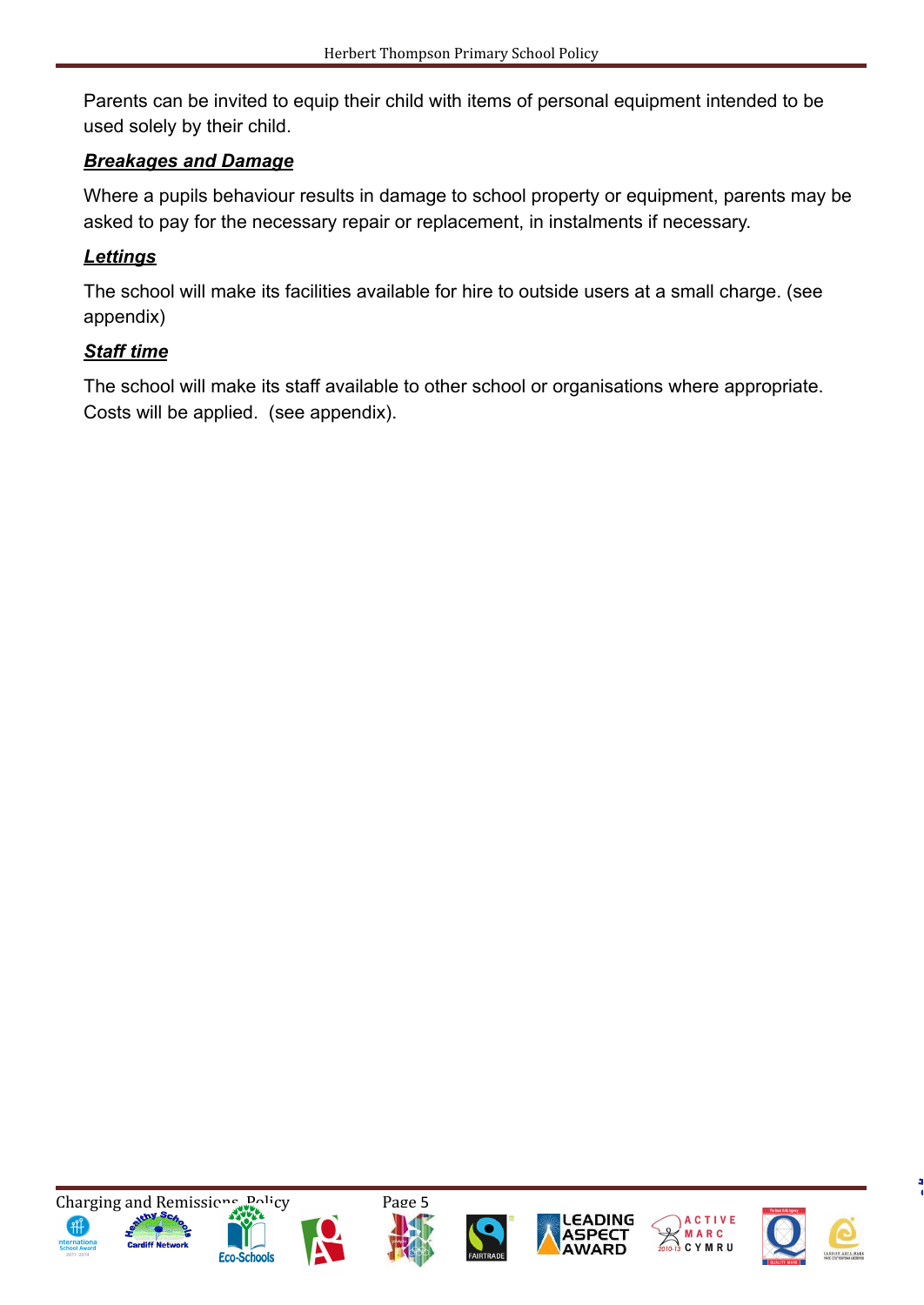Parents can be invited to equip their child with items of personal equipment intended to be used solely by their child.

***Breakages and Damage***

Where a pupils behaviour results in damage to school property or equipment, parents may be asked to pay for the necessary repair or replacement, in instalments if necessary.

***Lettings***

The school will make its facilities available for hire to outside users at a small charge. (see appendix)

***Staff time***

The school will make its staff available to other school or organisations where appropriate. Costs will be applied. (see appendix).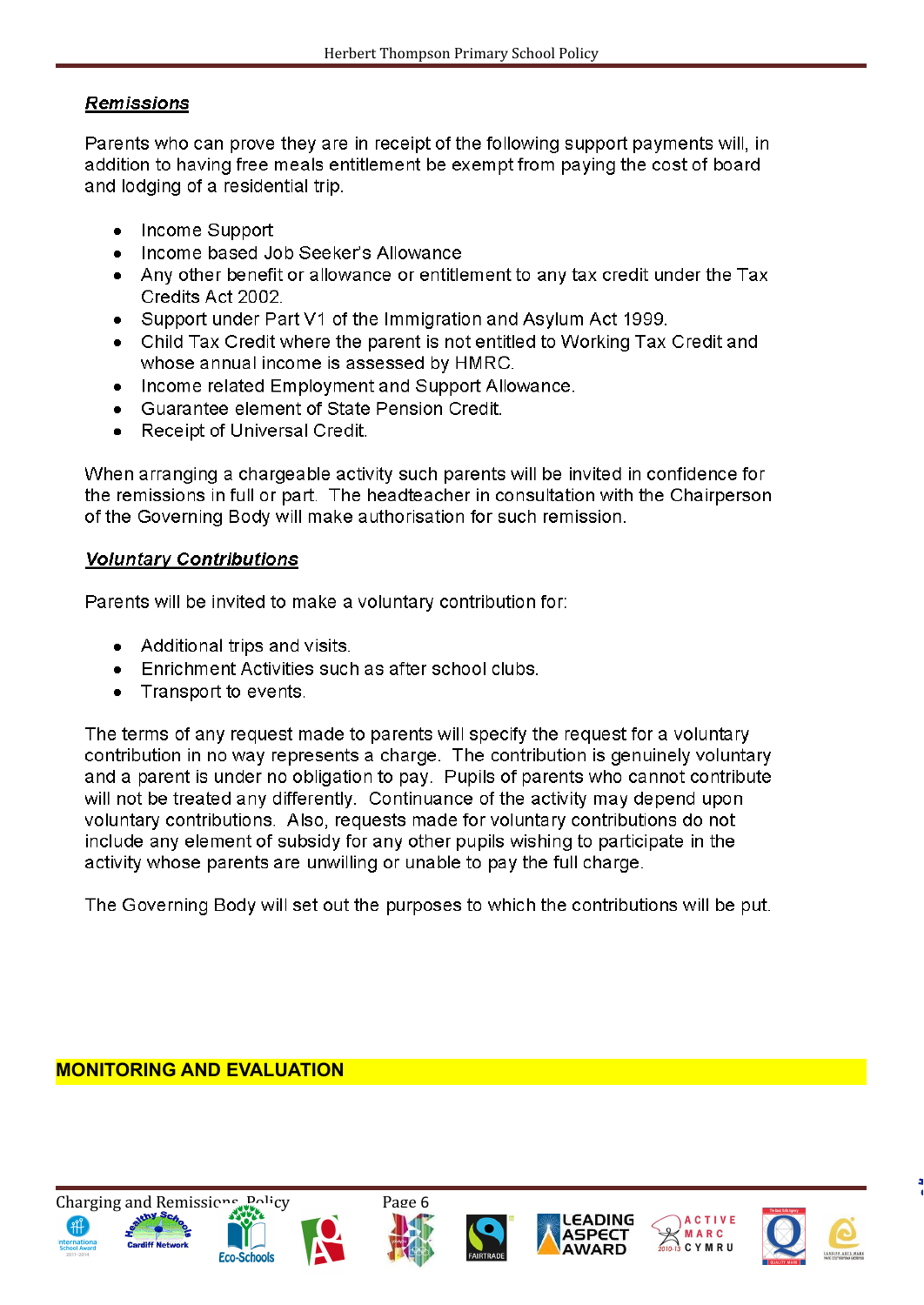## ***Remissions***

Parents who can prove they are in receipt of the following support payments will, in addition to having free meals entitlement be exempt from paying the cost of board and lodging of a residential trip.

- Income Support
- Income based Job Seeker's Allowance
- Any other benefit or allowance or entitlement to any tax credit under the Tax Credits Act 2002.
- Support under Part V1 of the Immigration and Asylum Act 1999.
- Child Tax Credit where the parent is not entitled to Working Tax Credit and whose annual income is assessed by HMRC.
- Income related Employment and Support Allowance.
- Guarantee element of State Pension Credit.
- Receipt of Universal Credit.

When arranging a chargeable activity such parents will be invited in confidence for the remissions in full or part. The headteacher in consultation with the Chairperson of the Governing Body will make authorisation for such remission.

## ***Voluntary Contributions***

Parents will be invited to make a voluntary contribution for:

- Additional trips and visits.
- Enrichment Activities such as after school clubs.
- Transport to events.

The terms of any request made to parents will specify the request for a voluntary contribution in no way represents a charge. The contribution is genuinely voluntary and a parent is under no obligation to pay. Pupils of parents who cannot contribute will not be treated any differently. Continuance of the activity may depend upon voluntary contributions. Also, requests made for voluntary contributions do not include any element of subsidy for any other pupils wishing to participate in the activity whose parents are unwilling or unable to pay the full charge.

The Governing Body will set out the purposes to which the contributions will be put.

# MONITORING AND EVALUATION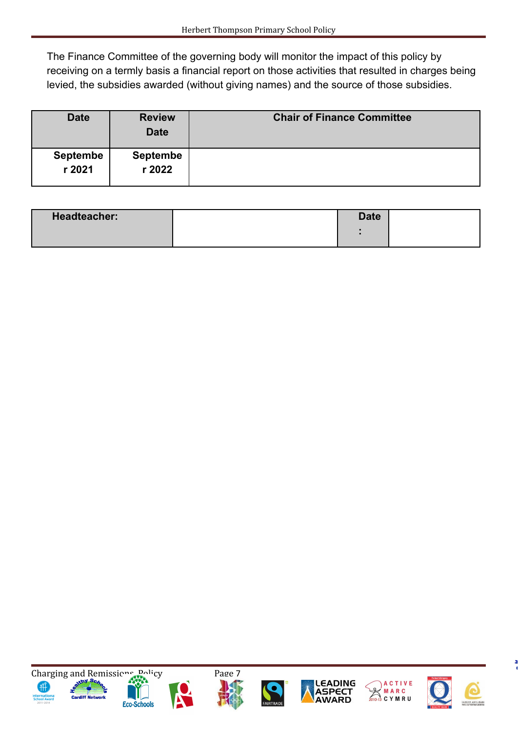The Finance Committee of the governing body will monitor the impact of this policy by receiving on a termly basis a financial report on those activities that resulted in charges being levied, the subsidies awarded (without giving names) and the source of those subsidies.

| Date | Review Date | Chair of Finance Committee |
|---|---|---|
| September 2021 | September 2022 | |

| Headteacher: | | Date: | |
|---|---|---|---|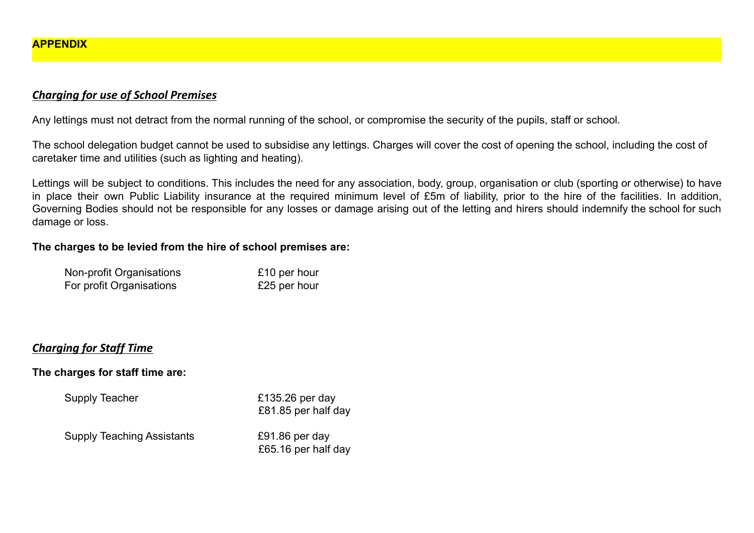# APPENDIX

## *Charging for use of School Premises*

Any lettings must not detract from the normal running of the school, or compromise the security of the pupils, staff or school.

The school delegation budget cannot be used to subsidise any lettings. Charges will cover the cost of opening the school, including the cost of caretaker time and utilities (such as lighting and heating).

Lettings will be subject to conditions. This includes the need for any association, body, group, organisation or club (sporting or otherwise) to have in place their own Public Liability insurance at the required minimum level of £5m of liability, prior to the hire of the facilities. In addition, Governing Bodies should not be responsible for any losses or damage arising out of the letting and hirers should indemnify the school for such damage or loss.

**The charges to be levied from the hire of school premises are:**

| | |
|---|---|
| Non-profit Organisations | £10 per hour |
| For profit Organisations | £25 per hour |

## *Charging for Staff Time*

**The charges for staff time are:**

| | |
|---|---|
| Supply Teacher | £135.26 per day<br>£81.85 per half day |
| Supply Teaching Assistants | £91.86 per day<br>£65.16 per half day |